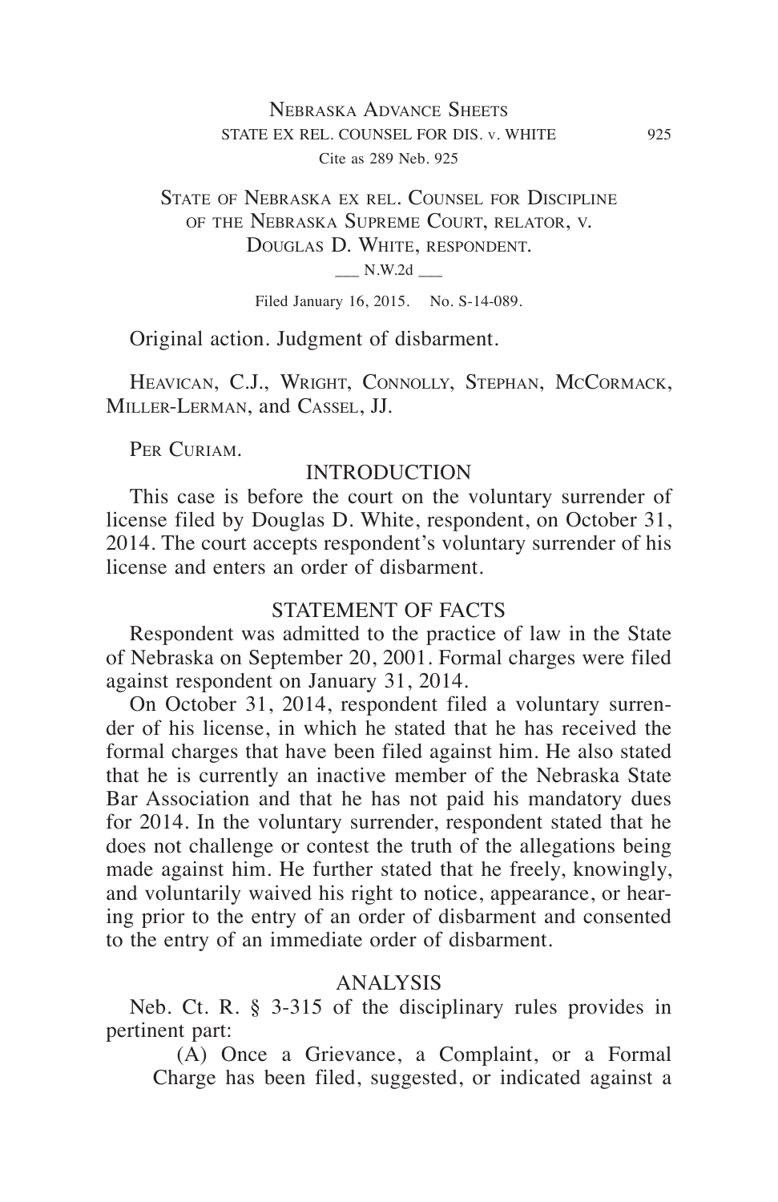State of Nebraska ex rel. Counsel for Discipline of the Nebraska Supreme Court, relator, v. Douglas D. White, respondent.

___ N.W.2d ___

Filed January 16, 2015. No. S-14-089.

Original action. Judgment of disbarment.

Heavican, C.J., Wright, Connolly, Stephan, McCormack, Miller-Lerman, and Cassel, JJ.

Per Curiam.

## INTRODUCTION

This case is before the court on the voluntary surrender of license filed by Douglas D. White, respondent, on October 31, 2014. The court accepts respondent's voluntary surrender of his license and enters an order of disbarment.

## STATEMENT OF FACTS

Respondent was admitted to the practice of law in the State of Nebraska on September 20, 2001. Formal charges were filed against respondent on January 31, 2014.

On October 31, 2014, respondent filed a voluntary surrender of his license, in which he stated that he has received the formal charges that have been filed against him. He also stated that he is currently an inactive member of the Nebraska State Bar Association and that he has not paid his mandatory dues for 2014. In the voluntary surrender, respondent stated that he does not challenge or contest the truth of the allegations being made against him. He further stated that he freely, knowingly, and voluntarily waived his right to notice, appearance, or hearing prior to the entry of an order of disbarment and consented to the entry of an immediate order of disbarment.

## ANALYSIS

Neb. Ct. R. § 3-315 of the disciplinary rules provides in pertinent part:

> (A) Once a Grievance, a Complaint, or a Formal Charge has been filed, suggested, or indicated against a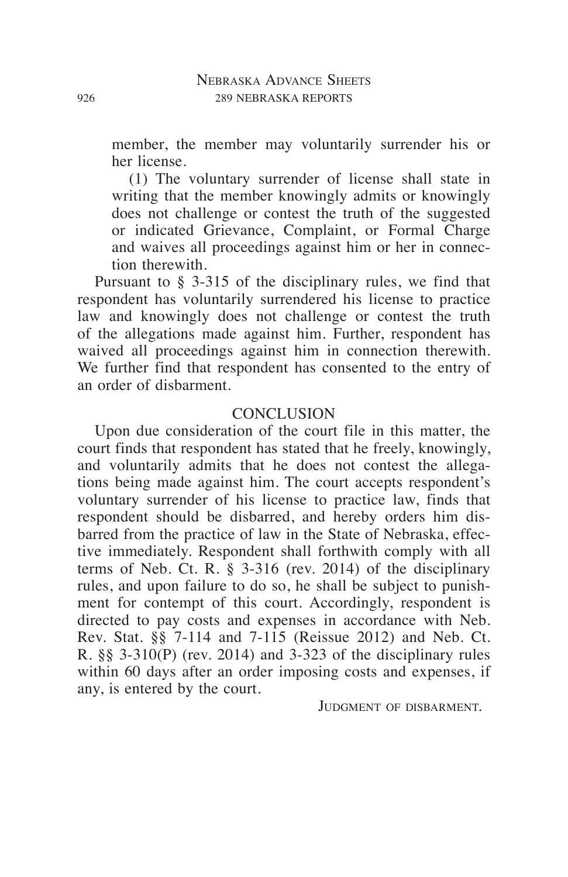member, the member may voluntarily surrender his or her license.

(1) The voluntary surrender of license shall state in writing that the member knowingly admits or knowingly does not challenge or contest the truth of the suggested or indicated Grievance, Complaint, or Formal Charge and waives all proceedings against him or her in connection therewith.

Pursuant to § 3-315 of the disciplinary rules, we find that respondent has voluntarily surrendered his license to practice law and knowingly does not challenge or contest the truth of the allegations made against him. Further, respondent has waived all proceedings against him in connection therewith. We further find that respondent has consented to the entry of an order of disbarment.

## CONCLUSION

Upon due consideration of the court file in this matter, the court finds that respondent has stated that he freely, knowingly, and voluntarily admits that he does not contest the allegations being made against him. The court accepts respondent's voluntary surrender of his license to practice law, finds that respondent should be disbarred, and hereby orders him disbarred from the practice of law in the State of Nebraska, effective immediately. Respondent shall forthwith comply with all terms of Neb. Ct. R. § 3-316 (rev. 2014) of the disciplinary rules, and upon failure to do so, he shall be subject to punishment for contempt of this court. Accordingly, respondent is directed to pay costs and expenses in accordance with Neb. Rev. Stat. §§ 7-114 and 7-115 (Reissue 2012) and Neb. Ct. R. §§ 3-310(P) (rev. 2014) and 3-323 of the disciplinary rules within 60 days after an order imposing costs and expenses, if any, is entered by the court.

Judgment of disbarment.